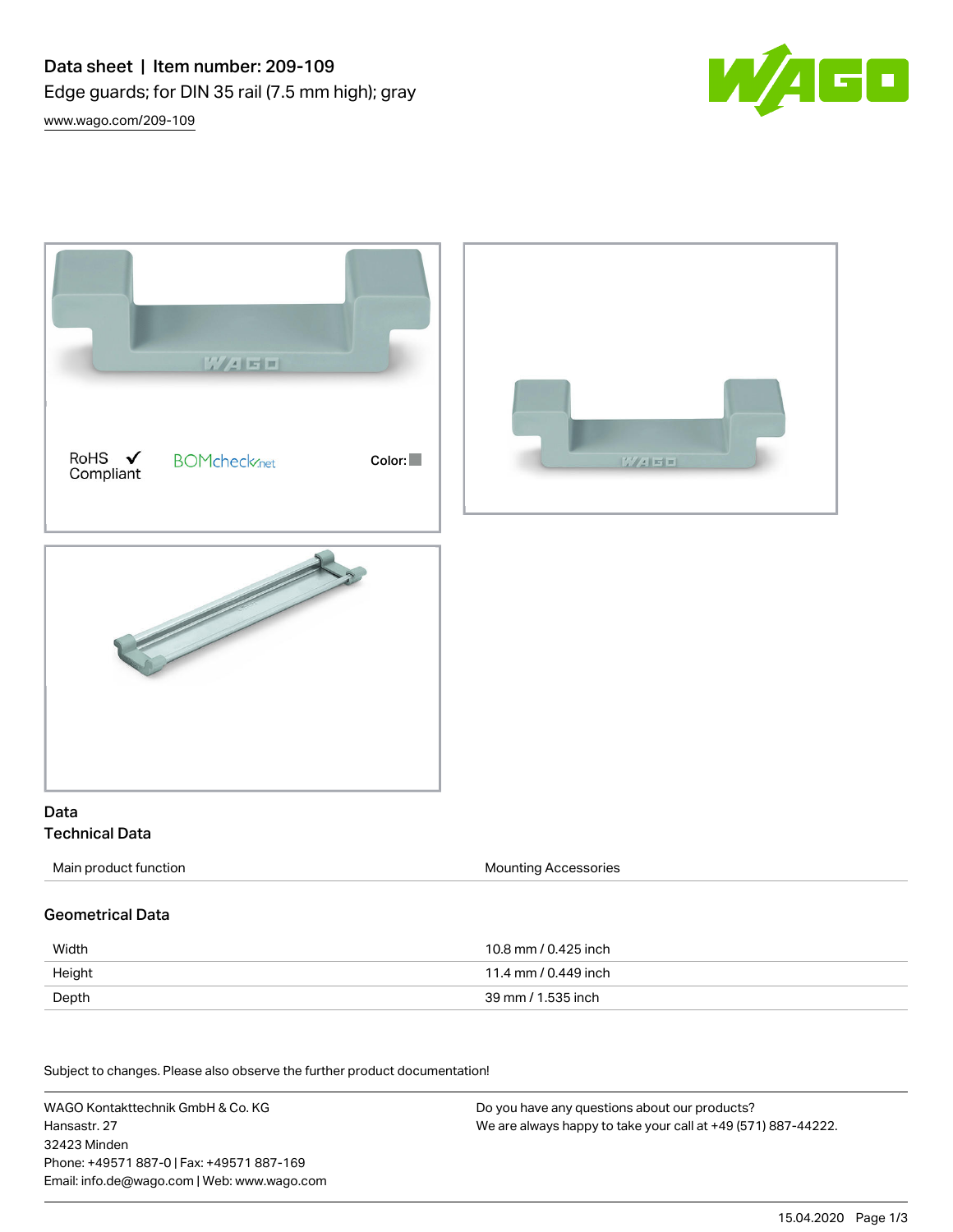# Data sheet | Item number: 209-109

Edge guards; for DIN 35 rail (7.5 mm high); gray

www.wago.com/209-109

RoHS Compliant

BOMcheck.net

Color:

## Data

### Technical Data

| | |
|---|---|
| Main product function | Mounting Accessories |

### Geometrical Data

| | |
|---|---|
| Width | 10.8 mm / 0.425 inch |
| Height | 11.4 mm / 0.449 inch |
| Depth | 39 mm / 1.535 inch |

Subject to changes. Please also observe the further product documentation!

WAGO Kontakttechnik GmbH & Co. KG
Hansastr. 27
32423 Minden
Phone: +49571 887-0 | Fax: +49571 887-169
Email: info.de@wago.com | Web: www.wago.com

Do you have any questions about our products?
We are always happy to take your call at +49 (571) 887-44222.

15.04.2020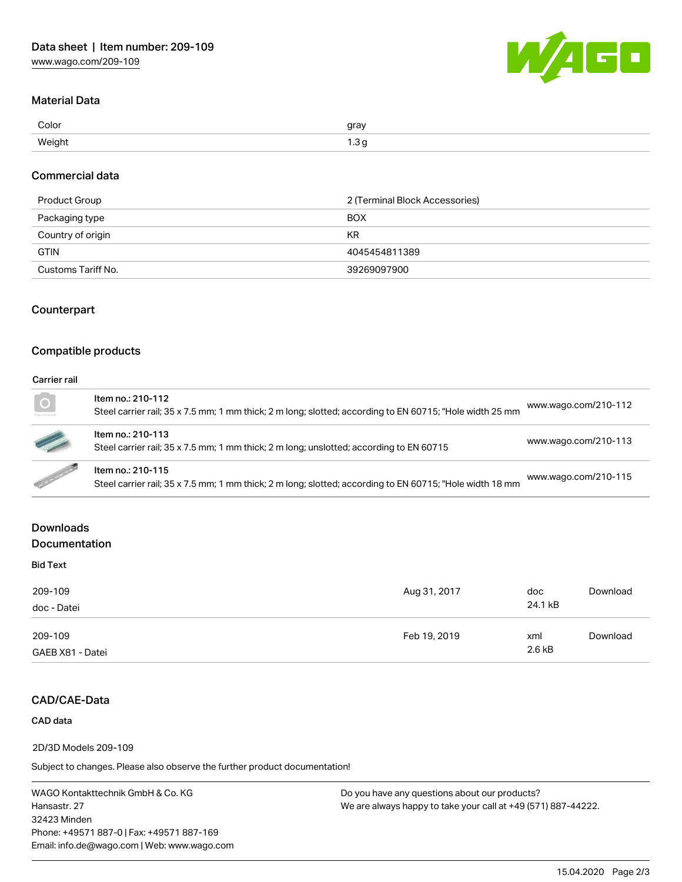## Material Data

| | |
|---|---|
| Color | gray |
| Weight | 1.3 g |

## Commercial data

| | |
|---|---|
| Product Group | 2 (Terminal Block Accessories) |
| Packaging type | BOX |
| Country of origin | KR |
| GTIN | 4045454811389 |
| Customs Tariff No. | 39269097900 |

## Counterpart

## Compatible products

### Carrier rail

| Item | Link |
|---|---|
| Item no.: 210-112<br>Steel carrier rail; 35 x 7.5 mm; 1 mm thick; 2 m long; slotted; according to EN 60715; "Hole width 25 mm | www.wago.com/210-112 |
| Item no.: 210-113<br>Steel carrier rail; 35 x 7.5 mm; 1 mm thick; 2 m long; unslotted; according to EN 60715 | www.wago.com/210-113 |
| Item no.: 210-115<br>Steel carrier rail; 35 x 7.5 mm; 1 mm thick; 2 m long; slotted; according to EN 60715; "Hole width 18 mm | www.wago.com/210-115 |

## Downloads
## Documentation

### Bid Text

| | | | |
|---|---|---|---|
| 209-109<br>doc - Datei | Aug 31, 2017 | doc<br>24.1 kB | Download |
| 209-109<br>GAEB X81 - Datei | Feb 19, 2019 | xml<br>2.6 kB | Download |

## CAD/CAE-Data

### CAD data

2D/3D Models 209-109

Subject to changes. Please also observe the further product documentation!

WAGO Kontakttechnik GmbH & Co. KG
Hansastr. 27
32423 Minden
Phone: +49571 887-0 | Fax: +49571 887-169
Email: info.de@wago.com | Web: www.wago.com

Do you have any questions about our products?
We are always happy to take your call at +49 (571) 887-44222.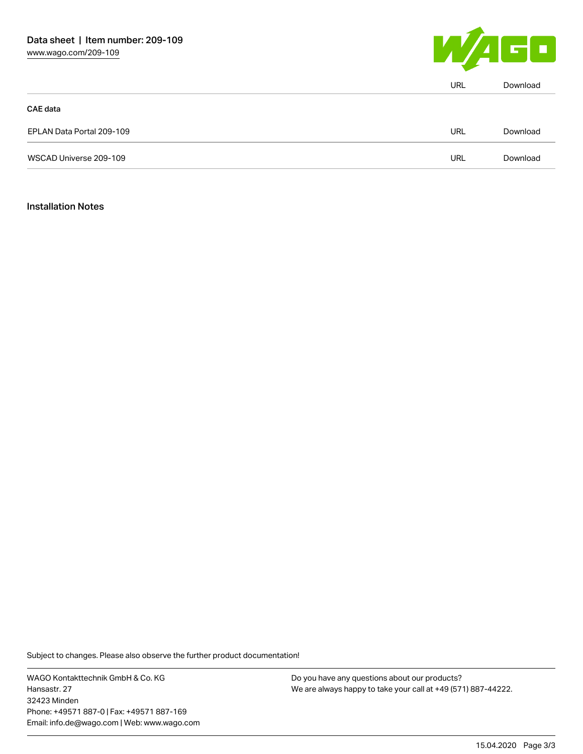| | URL | Download |
| --- | --- | --- |
| **CAE data** | | |
| EPLAN Data Portal 209-109 | URL | Download |
| WSCAD Universe 209-109 | URL | Download |

## Installation Notes

Subject to changes. Please also observe the further product documentation!

WAGO Kontakttechnik GmbH & Co. KG
Hansastr. 27
32423 Minden
Phone: +49571 887-0 | Fax: +49571 887-169
Email: info.de@wago.com | Web: www.wago.com

Do you have any questions about our products?
We are always happy to take your call at +49 (571) 887-44222.